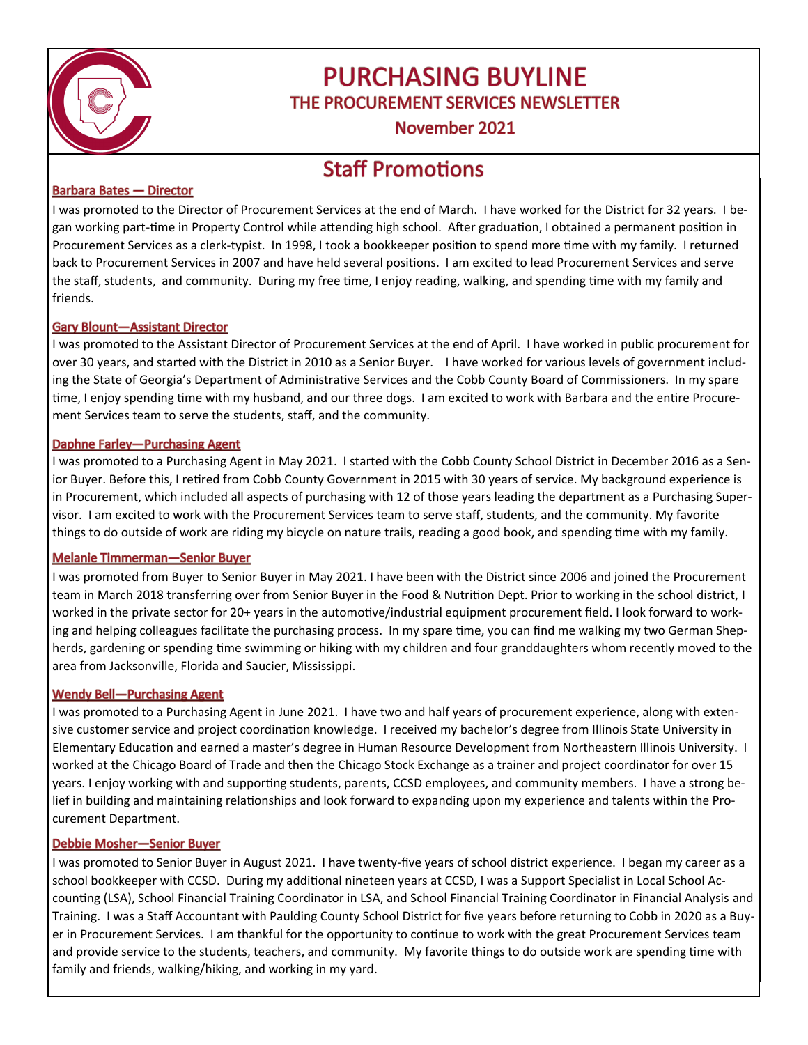# PURCHASING BUYLINE

## THE PROCUREMENT SERVICES NEWSLETTER

### November 2021

## Staff Promotions

### Barbara Bates — Director

I was promoted to the Director of Procurement Services at the end of March. I have worked for the District for 32 years. I began working part-time in Property Control while attending high school. After graduation, I obtained a permanent position in Procurement Services as a clerk-typist. In 1998, I took a bookkeeper position to spend more time with my family. I returned back to Procurement Services in 2007 and have held several positions. I am excited to lead Procurement Services and serve the staff, students, and community. During my free time, I enjoy reading, walking, and spending time with my family and friends.

### Gary Blount—Assistant Director

I was promoted to the Assistant Director of Procurement Services at the end of April. I have worked in public procurement for over 30 years, and started with the District in 2010 as a Senior Buyer. I have worked for various levels of government including the State of Georgia's Department of Administrative Services and the Cobb County Board of Commissioners. In my spare time, I enjoy spending time with my husband, and our three dogs. I am excited to work with Barbara and the entire Procurement Services team to serve the students, staff, and the community.

### Daphne Farley—Purchasing Agent

I was promoted to a Purchasing Agent in May 2021. I started with the Cobb County School District in December 2016 as a Senior Buyer. Before this, I retired from Cobb County Government in 2015 with 30 years of service. My background experience is in Procurement, which included all aspects of purchasing with 12 of those years leading the department as a Purchasing Supervisor. I am excited to work with the Procurement Services team to serve staff, students, and the community. My favorite things to do outside of work are riding my bicycle on nature trails, reading a good book, and spending time with my family.

### Melanie Timmerman—Senior Buyer

I was promoted from Buyer to Senior Buyer in May 2021. I have been with the District since 2006 and joined the Procurement team in March 2018 transferring over from Senior Buyer in the Food & Nutrition Dept. Prior to working in the school district, I worked in the private sector for 20+ years in the automotive/industrial equipment procurement field. I look forward to working and helping colleagues facilitate the purchasing process. In my spare time, you can find me walking my two German Shepherds, gardening or spending time swimming or hiking with my children and four granddaughters whom recently moved to the area from Jacksonville, Florida and Saucier, Mississippi.

### Wendy Bell—Purchasing Agent

I was promoted to a Purchasing Agent in June 2021. I have two and half years of procurement experience, along with extensive customer service and project coordination knowledge. I received my bachelor's degree from Illinois State University in Elementary Education and earned a master's degree in Human Resource Development from Northeastern Illinois University. I worked at the Chicago Board of Trade and then the Chicago Stock Exchange as a trainer and project coordinator for over 15 years. I enjoy working with and supporting students, parents, CCSD employees, and community members. I have a strong belief in building and maintaining relationships and look forward to expanding upon my experience and talents within the Procurement Department.

### Debbie Mosher—Senior Buyer

I was promoted to Senior Buyer in August 2021. I have twenty-five years of school district experience. I began my career as a school bookkeeper with CCSD. During my additional nineteen years at CCSD, I was a Support Specialist in Local School Accounting (LSA), School Financial Training Coordinator in LSA, and School Financial Training Coordinator in Financial Analysis and Training. I was a Staff Accountant with Paulding County School District for five years before returning to Cobb in 2020 as a Buyer in Procurement Services. I am thankful for the opportunity to continue to work with the great Procurement Services team and provide service to the students, teachers, and community. My favorite things to do outside work are spending time with family and friends, walking/hiking, and working in my yard.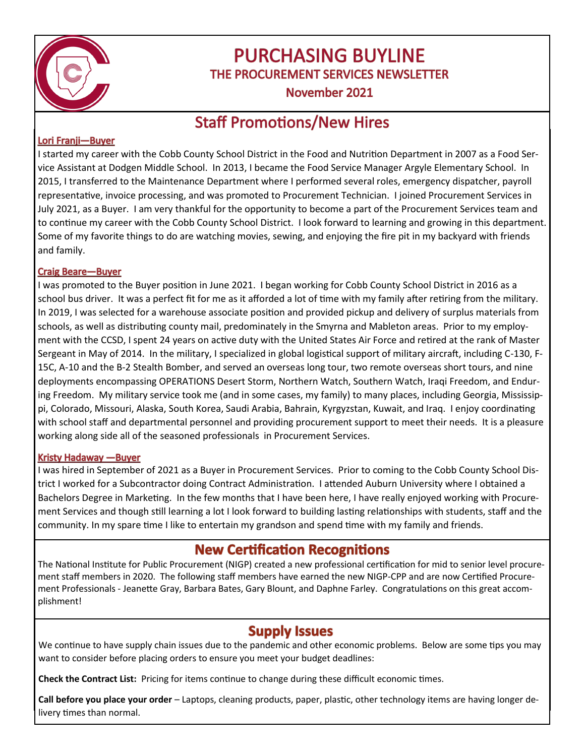# PURCHASING BUYLINE

## THE PROCUREMENT SERVICES NEWSLETTER

### November 2021

## Staff Promotions/New Hires

**Lori Franji—Buyer**

I started my career with the Cobb County School District in the Food and Nutrition Department in 2007 as a Food Service Assistant at Dodgen Middle School. In 2013, I became the Food Service Manager Argyle Elementary School. In 2015, I transferred to the Maintenance Department where I performed several roles, emergency dispatcher, payroll representative, invoice processing, and was promoted to Procurement Technician. I joined Procurement Services in July 2021, as a Buyer. I am very thankful for the opportunity to become a part of the Procurement Services team and to continue my career with the Cobb County School District. I look forward to learning and growing in this department. Some of my favorite things to do are watching movies, sewing, and enjoying the fire pit in my backyard with friends and family.

**Craig Beare—Buyer**

I was promoted to the Buyer position in June 2021. I began working for Cobb County School District in 2016 as a school bus driver. It was a perfect fit for me as it afforded a lot of time with my family after retiring from the military. In 2019, I was selected for a warehouse associate position and provided pickup and delivery of surplus materials from schools, as well as distributing county mail, predominately in the Smyrna and Mableton areas. Prior to my employment with the CCSD, I spent 24 years on active duty with the United States Air Force and retired at the rank of Master Sergeant in May of 2014. In the military, I specialized in global logistical support of military aircraft, including C-130, F-15C, A-10 and the B-2 Stealth Bomber, and served an overseas long tour, two remote overseas short tours, and nine deployments encompassing OPERATIONS Desert Storm, Northern Watch, Southern Watch, Iraqi Freedom, and Enduring Freedom. My military service took me (and in some cases, my family) to many places, including Georgia, Mississippi, Colorado, Missouri, Alaska, South Korea, Saudi Arabia, Bahrain, Kyrgyzstan, Kuwait, and Iraq. I enjoy coordinating with school staff and departmental personnel and providing procurement support to meet their needs. It is a pleasure working along side all of the seasoned professionals in Procurement Services.

**Kristy Hadaway —Buyer**

I was hired in September of 2021 as a Buyer in Procurement Services. Prior to coming to the Cobb County School District I worked for a Subcontractor doing Contract Administration. I attended Auburn University where I obtained a Bachelors Degree in Marketing. In the few months that I have been here, I have really enjoyed working with Procurement Services and though still learning a lot I look forward to building lasting relationships with students, staff and the community. In my spare time I like to entertain my grandson and spend time with my family and friends.

## New Certification Recognitions

The National Institute for Public Procurement (NIGP) created a new professional certification for mid to senior level procurement staff members in 2020. The following staff members have earned the new NIGP-CPP and are now Certified Procurement Professionals - Jeanette Gray, Barbara Bates, Gary Blount, and Daphne Farley. Congratulations on this great accomplishment!

## Supply Issues

We continue to have supply chain issues due to the pandemic and other economic problems. Below are some tips you may want to consider before placing orders to ensure you meet your budget deadlines:

**Check the Contract List:** Pricing for items continue to change during these difficult economic times.

**Call before you place your order** – Laptops, cleaning products, paper, plastic, other technology items are having longer delivery times than normal.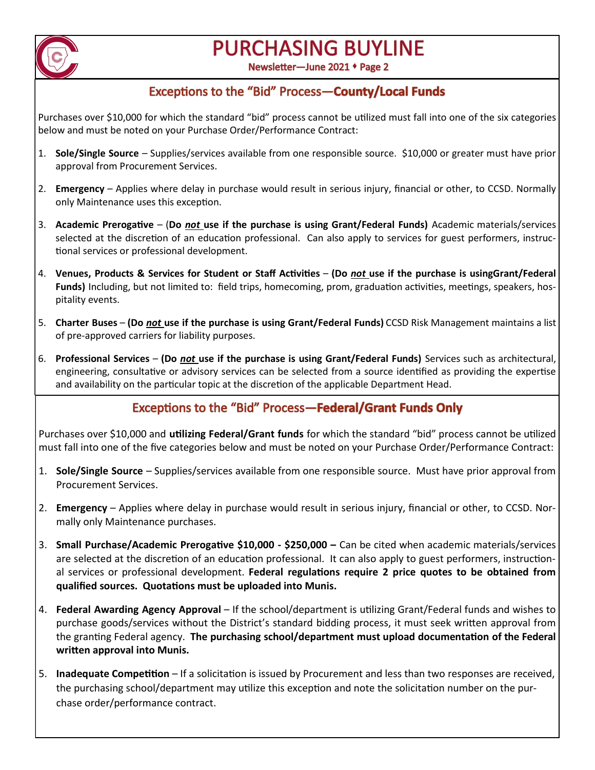# PURCHASING BUYLINE

## Exceptions to the "Bid" Process—**County/Local Funds**

Purchases over $10,000 for which the standard "bid" process cannot be utilized must fall into one of the six categories below and must be noted on your Purchase Order/Performance Contract:

1. **Sole/Single Source** – Supplies/services available from one responsible source. $10,000 or greater must have prior approval from Procurement Services.
2. **Emergency** – Applies where delay in purchase would result in serious injury, financial or other, to CCSD. Normally only Maintenance uses this exception.
3. **Academic Prerogative** – (**Do *not* use if the purchase is using Grant/Federal Funds)** Academic materials/services selected at the discretion of an education professional. Can also apply to services for guest performers, instructional services or professional development.
4. **Venues, Products & Services for Student or Staff Activities** – **(Do *not* use if the purchase is usingGrant/Federal Funds)** Including, but not limited to: field trips, homecoming, prom, graduation activities, meetings, speakers, hospitality events.
5. **Charter Buses** – **(Do *not* use if the purchase is using Grant/Federal Funds)** CCSD Risk Management maintains a list of pre-approved carriers for liability purposes.
6. **Professional Services** – **(Do *not* use if the purchase is using Grant/Federal Funds)** Services such as architectural, engineering, consultative or advisory services can be selected from a source identified as providing the expertise and availability on the particular topic at the discretion of the applicable Department Head.

## Exceptions to the "Bid" Process—**Federal/Grant Funds Only**

Purchases over $10,000 and **utilizing Federal/Grant funds** for which the standard "bid" process cannot be utilized must fall into one of the five categories below and must be noted on your Purchase Order/Performance Contract:

1. **Sole/Single Source** – Supplies/services available from one responsible source. Must have prior approval from Procurement Services.
2. **Emergency** – Applies where delay in purchase would result in serious injury, financial or other, to CCSD. Normally only Maintenance purchases.
3. **Small Purchase/Academic Prerogative $10,000 - $250,000 –** Can be cited when academic materials/services are selected at the discretion of an education professional. It can also apply to guest performers, instructional services or professional development. **Federal regulations require 2 price quotes to be obtained from qualified sources. Quotations must be uploaded into Munis.**
4. **Federal Awarding Agency Approval** – If the school/department is utilizing Grant/Federal funds and wishes to purchase goods/services without the District's standard bidding process, it must seek written approval from the granting Federal agency. **The purchasing school/department must upload documentation of the Federal written approval into Munis.**
5. **Inadequate Competition** – If a solicitation is issued by Procurement and less than two responses are received, the purchasing school/department may utilize this exception and note the solicitation number on the purchase order/performance contract.